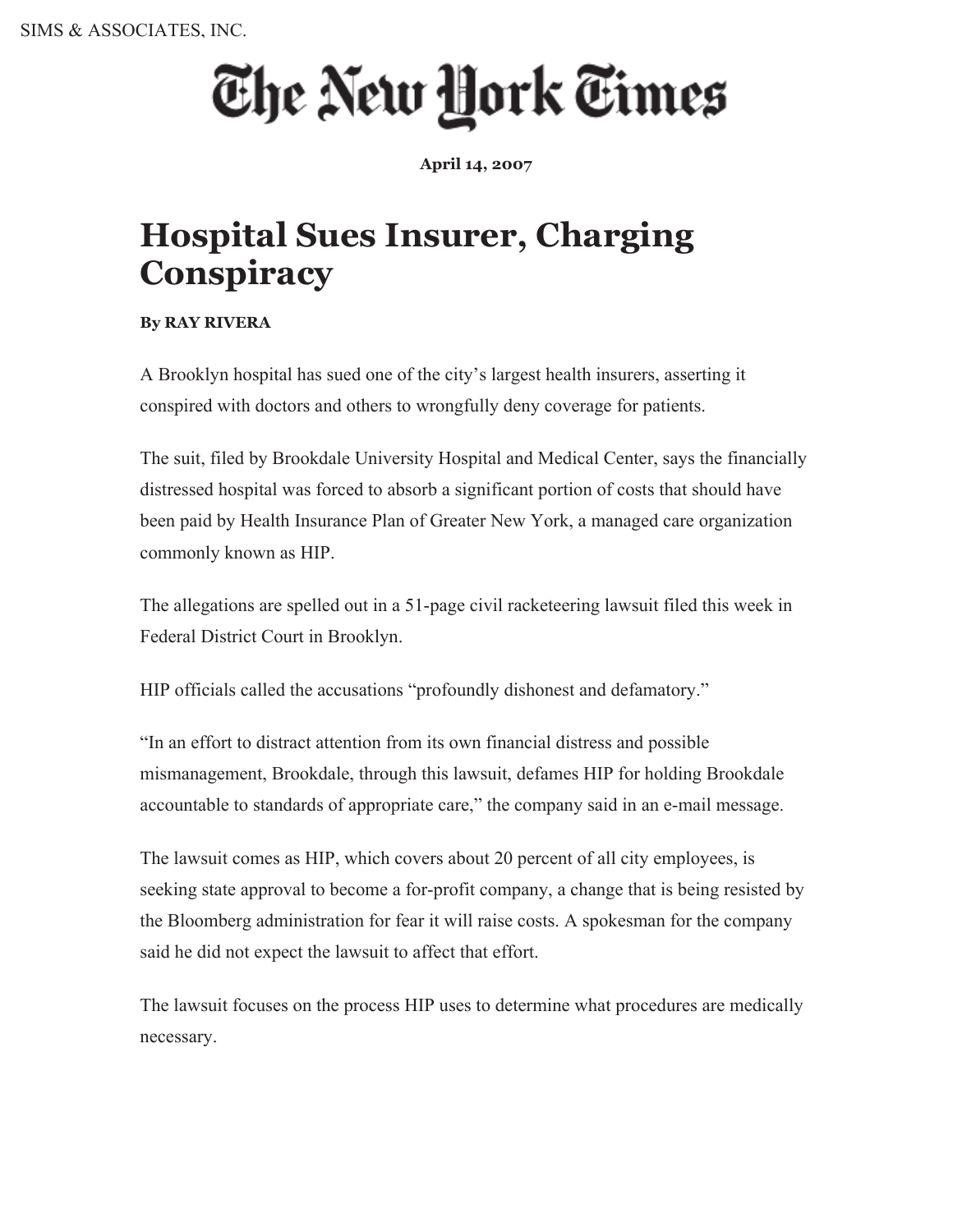SIMS & ASSOCIATES, INC.

The New York Times

**April 14, 2007**

# Hospital Sues Insurer, Charging Conspiracy

**By RAY RIVERA**

A Brooklyn hospital has sued one of the city's largest health insurers, asserting it conspired with doctors and others to wrongfully deny coverage for patients.

The suit, filed by Brookdale University Hospital and Medical Center, says the financially distressed hospital was forced to absorb a significant portion of costs that should have been paid by Health Insurance Plan of Greater New York, a managed care organization commonly known as HIP.

The allegations are spelled out in a 51-page civil racketeering lawsuit filed this week in Federal District Court in Brooklyn.

HIP officials called the accusations "profoundly dishonest and defamatory."

"In an effort to distract attention from its own financial distress and possible mismanagement, Brookdale, through this lawsuit, defames HIP for holding Brookdale accountable to standards of appropriate care," the company said in an e-mail message.

The lawsuit comes as HIP, which covers about 20 percent of all city employees, is seeking state approval to become a for-profit company, a change that is being resisted by the Bloomberg administration for fear it will raise costs. A spokesman for the company said he did not expect the lawsuit to affect that effort.

The lawsuit focuses on the process HIP uses to determine what procedures are medically necessary.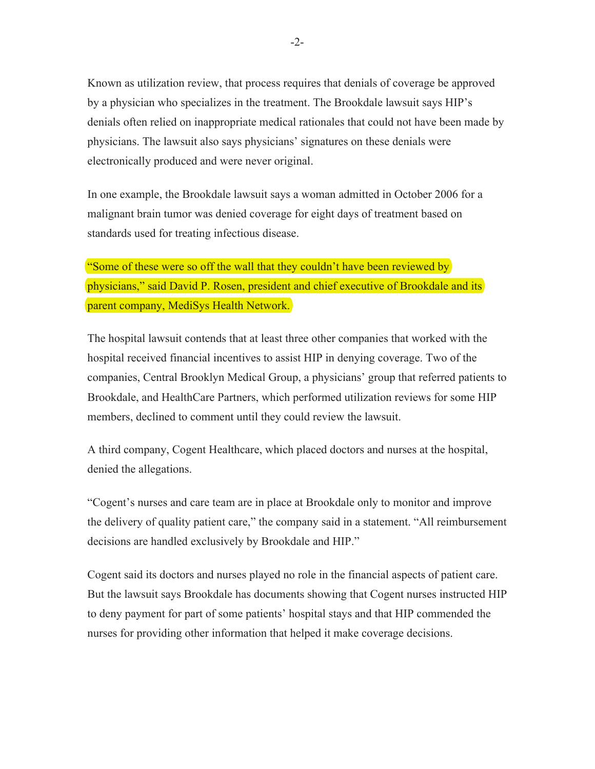Known as utilization review, that process requires that denials of coverage be approved by a physician who specializes in the treatment. The Brookdale lawsuit says HIP's denials often relied on inappropriate medical rationales that could not have been made by physicians. The lawsuit also says physicians' signatures on these denials were electronically produced and were never original.

In one example, the Brookdale lawsuit says a woman admitted in October 2006 for a malignant brain tumor was denied coverage for eight days of treatment based on standards used for treating infectious disease.

"Some of these were so off the wall that they couldn't have been reviewed by physicians," said David P. Rosen, president and chief executive of Brookdale and its parent company, MediSys Health Network.

The hospital lawsuit contends that at least three other companies that worked with the hospital received financial incentives to assist HIP in denying coverage. Two of the companies, Central Brooklyn Medical Group, a physicians' group that referred patients to Brookdale, and HealthCare Partners, which performed utilization reviews for some HIP members, declined to comment until they could review the lawsuit.

A third company, Cogent Healthcare, which placed doctors and nurses at the hospital, denied the allegations.

"Cogent's nurses and care team are in place at Brookdale only to monitor and improve the delivery of quality patient care," the company said in a statement. "All reimbursement decisions are handled exclusively by Brookdale and HIP."

Cogent said its doctors and nurses played no role in the financial aspects of patient care. But the lawsuit says Brookdale has documents showing that Cogent nurses instructed HIP to deny payment for part of some patients' hospital stays and that HIP commended the nurses for providing other information that helped it make coverage decisions.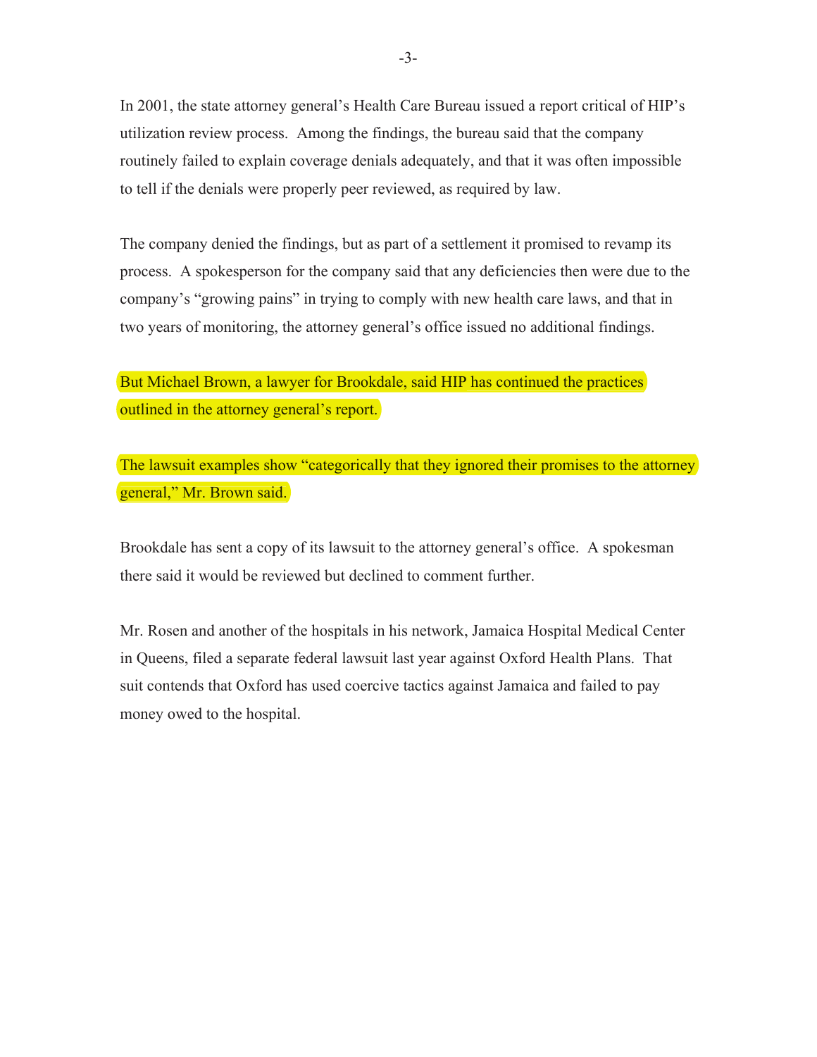In 2001, the state attorney general's Health Care Bureau issued a report critical of HIP's utilization review process. Among the findings, the bureau said that the company routinely failed to explain coverage denials adequately, and that it was often impossible to tell if the denials were properly peer reviewed, as required by law.

The company denied the findings, but as part of a settlement it promised to revamp its process. A spokesperson for the company said that any deficiencies then were due to the company's "growing pains" in trying to comply with new health care laws, and that in two years of monitoring, the attorney general's office issued no additional findings.

But Michael Brown, a lawyer for Brookdale, said HIP has continued the practices outlined in the attorney general's report.

The lawsuit examples show "categorically that they ignored their promises to the attorney general," Mr. Brown said.

Brookdale has sent a copy of its lawsuit to the attorney general's office. A spokesman there said it would be reviewed but declined to comment further.

Mr. Rosen and another of the hospitals in his network, Jamaica Hospital Medical Center in Queens, filed a separate federal lawsuit last year against Oxford Health Plans. That suit contends that Oxford has used coercive tactics against Jamaica and failed to pay money owed to the hospital.